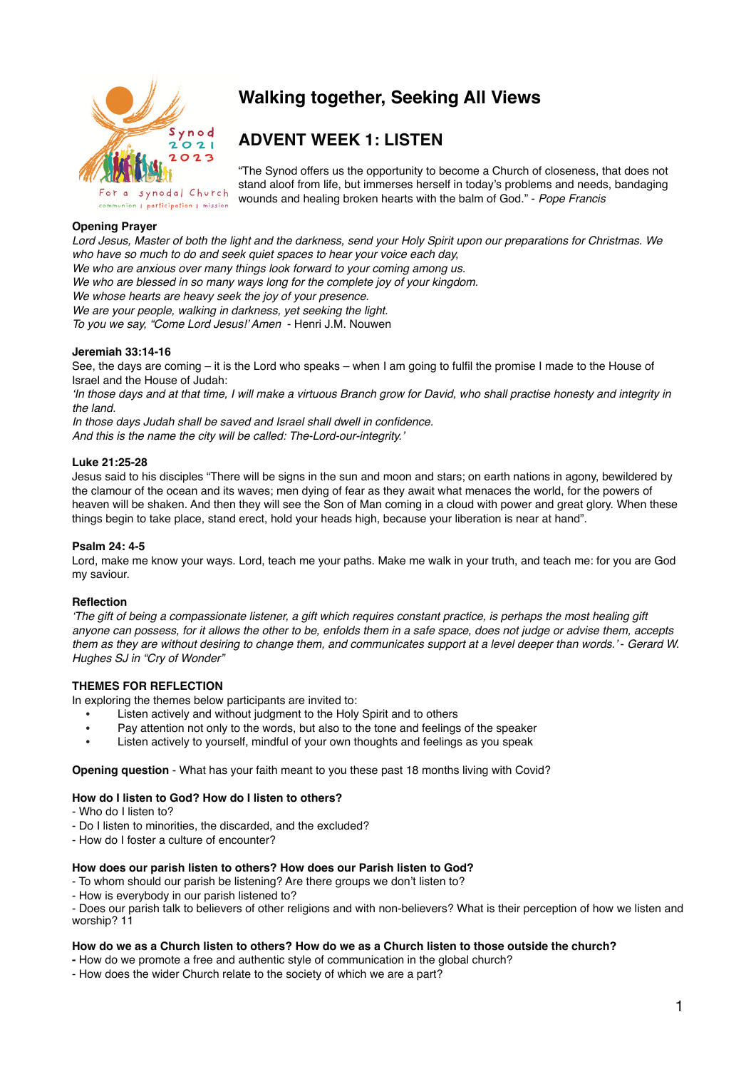# Walking together, Seeking All Views

## ADVENT WEEK 1: LISTEN

"The Synod offers us the opportunity to become a Church of closeness, that does not stand aloof from life, but immerses herself in today's problems and needs, bandaging wounds and healing broken hearts with the balm of God." - *Pope Francis*

**Opening Prayer**

*Lord Jesus, Master of both the light and the darkness, send your Holy Spirit upon our preparations for Christmas. We who have so much to do and seek quiet spaces to hear your voice each day,*
*We who are anxious over many things look forward to your coming among us.*
*We who are blessed in so many ways long for the complete joy of your kingdom.*
*We whose hearts are heavy seek the joy of your presence.*
*We are your people, walking in darkness, yet seeking the light.*
*To you we say, "Come Lord Jesus!' Amen* - Henri J.M. Nouwen

**Jeremiah 33:14-16**

See, the days are coming – it is the Lord who speaks – when I am going to fulfil the promise I made to the House of Israel and the House of Judah:
*'In those days and at that time, I will make a virtuous Branch grow for David, who shall practise honesty and integrity in the land.*
*In those days Judah shall be saved and Israel shall dwell in confidence.*
*And this is the name the city will be called: The-Lord-our-integrity.'*

**Luke 21:25-28**

Jesus said to his disciples "There will be signs in the sun and moon and stars; on earth nations in agony, bewildered by the clamour of the ocean and its waves; men dying of fear as they await what menaces the world, for the powers of heaven will be shaken. And then they will see the Son of Man coming in a cloud with power and great glory. When these things begin to take place, stand erect, hold your heads high, because your liberation is near at hand".

**Psalm 24: 4-5**

Lord, make me know your ways. Lord, teach me your paths. Make me walk in your truth, and teach me: for you are God my saviour.

**Reflection**

*'The gift of being a compassionate listener, a gift which requires constant practice, is perhaps the most healing gift anyone can possess, for it allows the other to be, enfolds them in a safe space, does not judge or advise them, accepts them as they are without desiring to change them, and communicates support at a level deeper than words.'* - Gerard W. Hughes SJ in *"Cry of Wonder"*

**THEMES FOR REFLECTION**

In exploring the themes below participants are invited to:

- Listen actively and without judgment to the Holy Spirit and to others
- Pay attention not only to the words, but also to the tone and feelings of the speaker
- Listen actively to yourself, mindful of your own thoughts and feelings as you speak

**Opening question** - What has your faith meant to you these past 18 months living with Covid?

**How do I listen to God? How do I listen to others?**

- Who do I listen to?
- Do I listen to minorities, the discarded, and the excluded?
- How do I foster a culture of encounter?

**How does our parish listen to others? How does our Parish listen to God?**

- To whom should our parish be listening? Are there groups we don't listen to?
- How is everybody in our parish listened to?
- Does our parish talk to believers of other religions and with non-believers? What is their perception of how we listen and worship? 11

**How do we as a Church listen to others? How do we as a Church listen to those outside the church?**

- How do we promote a free and authentic style of communication in the global church?
- How does the wider Church relate to the society of which we are a part?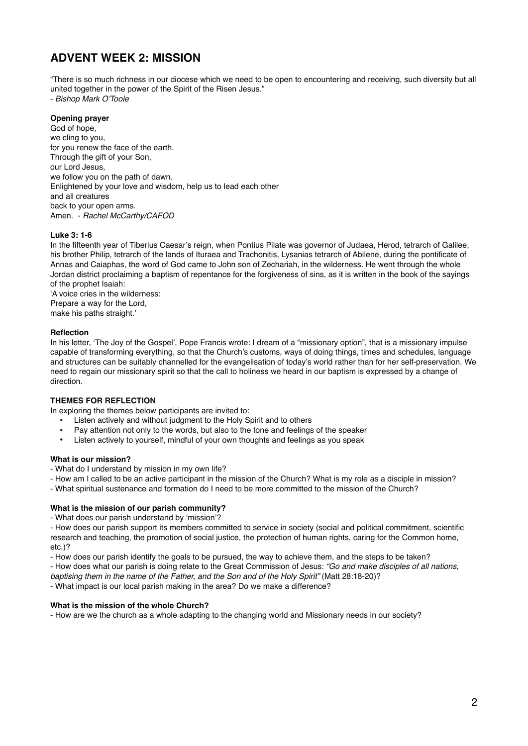# ADVENT WEEK 2: MISSION

"There is so much richness in our diocese which we need to be open to encountering and receiving, such diversity but all united together in the power of the Spirit of the Risen Jesus."
- *Bishop Mark O'Toole*

**Opening prayer**

God of hope,
we cling to you,
for you renew the face of the earth.
Through the gift of your Son,
our Lord Jesus,
we follow you on the path of dawn.
Enlightened by your love and wisdom, help us to lead each other
and all creatures
back to your open arms.
Amen. - *Rachel McCarthy/CAFOD*

**Luke 3: 1-6**

In the fifteenth year of Tiberius Caesar's reign, when Pontius Pilate was governor of Judaea, Herod, tetrarch of Galilee, his brother Philip, tetrarch of the lands of Ituraea and Trachonitis, Lysanias tetrarch of Abilene, during the pontificate of Annas and Caiaphas, the word of God came to John son of Zechariah, in the wilderness. He went through the whole Jordan district proclaiming a baptism of repentance for the forgiveness of sins, as it is written in the book of the sayings of the prophet Isaiah:
'A voice cries in the wilderness:
Prepare a way for the Lord,
make his paths straight.'

**Reflection**

In his letter, 'The Joy of the Gospel', Pope Francis wrote: I dream of a "missionary option", that is a missionary impulse capable of transforming everything, so that the Church's customs, ways of doing things, times and schedules, language and structures can be suitably channelled for the evangelisation of today's world rather than for her self-preservation. We need to regain our missionary spirit so that the call to holiness we heard in our baptism is expressed by a change of direction.

**THEMES FOR REFLECTION**

In exploring the themes below participants are invited to:

- Listen actively and without judgment to the Holy Spirit and to others
- Pay attention not only to the words, but also to the tone and feelings of the speaker
- Listen actively to yourself, mindful of your own thoughts and feelings as you speak

**What is our mission?**

- What do I understand by mission in my own life?
- How am I called to be an active participant in the mission of the Church? What is my role as a disciple in mission?
- What spiritual sustenance and formation do I need to be more committed to the mission of the Church?

**What is the mission of our parish community?**

- What does our parish understand by 'mission'?
- How does our parish support its members committed to service in society (social and political commitment, scientific research and teaching, the promotion of social justice, the protection of human rights, caring for the Common home, etc.)?
- How does our parish identify the goals to be pursued, the way to achieve them, and the steps to be taken?
- How does what our parish is doing relate to the Great Commission of Jesus: *"Go and make disciples of all nations, baptising them in the name of the Father, and the Son and of the Holy Spirit"* (Matt 28:18-20)?
- What impact is our local parish making in the area? Do we make a difference?

**What is the mission of the whole Church?**

- How are we the church as a whole adapting to the changing world and Missionary needs in our society?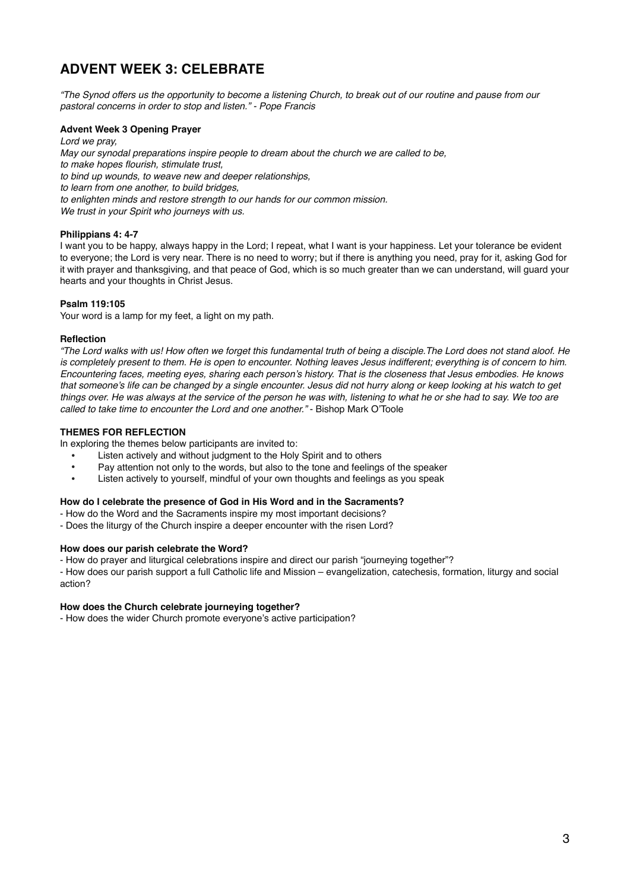## ADVENT WEEK 3: CELEBRATE

*"The Synod offers us the opportunity to become a listening Church, to break out of our routine and pause from our pastoral concerns in order to stop and listen." - Pope Francis*

**Advent Week 3 Opening Prayer**

*Lord we pray,*
*May our synodal preparations inspire people to dream about the church we are called to be,*
*to make hopes flourish, stimulate trust,*
*to bind up wounds, to weave new and deeper relationships,*
*to learn from one another, to build bridges,*
*to enlighten minds and restore strength to our hands for our common mission.*
*We trust in your Spirit who journeys with us.*

**Philippians 4: 4-7**

I want you to be happy, always happy in the Lord; I repeat, what I want is your happiness. Let your tolerance be evident to everyone; the Lord is very near. There is no need to worry; but if there is anything you need, pray for it, asking God for it with prayer and thanksgiving, and that peace of God, which is so much greater than we can understand, will guard your hearts and your thoughts in Christ Jesus.

**Psalm 119:105**

Your word is a lamp for my feet, a light on my path.

**Reflection**

*"The Lord walks with us! How often we forget this fundamental truth of being a disciple.The Lord does not stand aloof. He is completely present to them. He is open to encounter. Nothing leaves Jesus indifferent; everything is of concern to him. Encountering faces, meeting eyes, sharing each person's history. That is the closeness that Jesus embodies. He knows that someone's life can be changed by a single encounter. Jesus did not hurry along or keep looking at his watch to get things over. He was always at the service of the person he was with, listening to what he or she had to say. We too are called to take time to encounter the Lord and one another."* - Bishop Mark O'Toole

**THEMES FOR REFLECTION**

In exploring the themes below participants are invited to:

- Listen actively and without judgment to the Holy Spirit and to others
- Pay attention not only to the words, but also to the tone and feelings of the speaker
- Listen actively to yourself, mindful of your own thoughts and feelings as you speak

**How do I celebrate the presence of God in His Word and in the Sacraments?**

- How do the Word and the Sacraments inspire my most important decisions?
- Does the liturgy of the Church inspire a deeper encounter with the risen Lord?

**How does our parish celebrate the Word?**

- How do prayer and liturgical celebrations inspire and direct our parish "journeying together"?
- How does our parish support a full Catholic life and Mission – evangelization, catechesis, formation, liturgy and social action?

**How does the Church celebrate journeying together?**

- How does the wider Church promote everyone's active participation?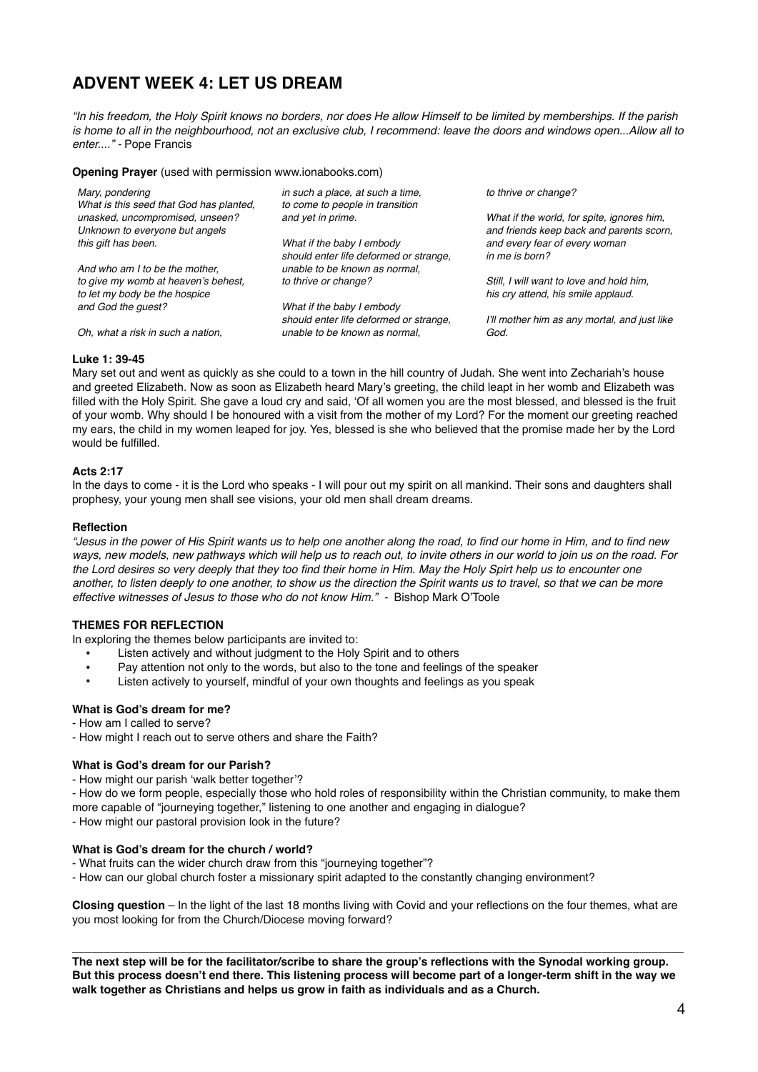## ADVENT WEEK 4: LET US DREAM

*"In his freedom, the Holy Spirit knows no borders, nor does He allow Himself to be limited by memberships. If the parish is home to all in the neighbourhood, not an exclusive club, I recommend: leave the doors and windows open...Allow all to enter...."* - Pope Francis

**Opening Prayer** (used with permission www.ionabooks.com)

*Mary, pondering*
*What is this seed that God has planted,*
*unasked, uncompromised, unseen?*
*Unknown to everyone but angels*
*this gift has been.*

*And who am I to be the mother,*
*to give my womb at heaven's behest,*
*to let my body be the hospice*
*and God the guest?*

*Oh, what a risk in such a nation,*
*in such a place, at such a time,*
*to come to people in transition*
*and yet in prime.*

*What if the baby I embody*
*should enter life deformed or strange,*
*unable to be known as normal,*
*to thrive or change?*

*What if the baby I embody*
*should enter life deformed or strange,*
*unable to be known as normal,*
*to thrive or change?*

*What if the world, for spite, ignores him,*
*and friends keep back and parents scorn,*
*and every fear of every woman*
*in me is born?*

*Still, I will want to love and hold him,*
*his cry attend, his smile applaud.*

*I'll mother him as any mortal, and just like God.*

**Luke 1: 39-45**

Mary set out and went as quickly as she could to a town in the hill country of Judah. She went into Zechariah's house and greeted Elizabeth. Now as soon as Elizabeth heard Mary's greeting, the child leapt in her womb and Elizabeth was filled with the Holy Spirit. She gave a loud cry and said, 'Of all women you are the most blessed, and blessed is the fruit of your womb. Why should I be honoured with a visit from the mother of my Lord? For the moment our greeting reached my ears, the child in my women leaped for joy. Yes, blessed is she who believed that the promise made her by the Lord would be fulfilled.

**Acts 2:17**

In the days to come - it is the Lord who speaks - I will pour out my spirit on all mankind. Their sons and daughters shall prophesy, your young men shall see visions, your old men shall dream dreams.

**Reflection**

*"Jesus in the power of His Spirit wants us to help one another along the road, to find our home in Him, and to find new ways, new models, new pathways which will help us to reach out, to invite others in our world to join us on the road. For the Lord desires so very deeply that they too find their home in Him. May the Holy Spirt help us to encounter one another, to listen deeply to one another, to show us the direction the Spirit wants us to travel, so that we can be more effective witnesses of Jesus to those who do not know Him."* - Bishop Mark O'Toole

**THEMES FOR REFLECTION**

In exploring the themes below participants are invited to:

- Listen actively and without judgment to the Holy Spirit and to others
- Pay attention not only to the words, but also to the tone and feelings of the speaker
- Listen actively to yourself, mindful of your own thoughts and feelings as you speak

**What is God's dream for me?**

- How am I called to serve?
- How might I reach out to serve others and share the Faith?

**What is God's dream for our Parish?**

- How might our parish 'walk better together'?
- How do we form people, especially those who hold roles of responsibility within the Christian community, to make them more capable of "journeying together," listening to one another and engaging in dialogue?
- How might our pastoral provision look in the future?

**What is God's dream for the church / world?**

- What fruits can the wider church draw from this "journeying together"?
- How can our global church foster a missionary spirit adapted to the constantly changing environment?

**Closing question** – In the light of the last 18 months living with Covid and your reflections on the four themes, what are you most looking for from the Church/Diocese moving forward?

---

**The next step will be for the facilitator/scribe to share the group's reflections with the Synodal working group. But this process doesn't end there. This listening process will become part of a longer-term shift in the way we walk together as Christians and helps us grow in faith as individuals and as a Church.**